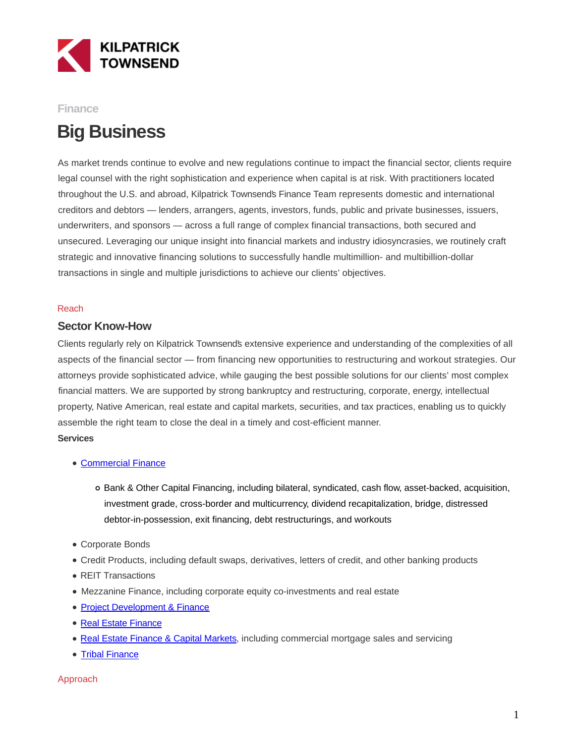KILPATRICK TOWNSEND

Finance

# Big Business

As market trends continue to evolve and new regulations continue to impact the financial sector, clients require legal counsel with the right sophistication and experience when capital is at risk. With practitioners located throughout the U.S. and abroad, Kilpatrick Townsend's Finance Team represents domestic and international creditors and debtors — lenders, arrangers, agents, investors, funds, public and private businesses, issuers, underwriters, and sponsors — across a full range of complex financial transactions, both secured and unsecured. Leveraging our unique insight into financial markets and industry idiosyncrasies, we routinely craft strategic and innovative financing solutions to successfully handle multimillion- and multibillion-dollar transactions in single and multiple jurisdictions to achieve our clients' objectives.

Reach

## Sector Know-How

Clients regularly rely on Kilpatrick Townsend's extensive experience and understanding of the complexities of all aspects of the financial sector — from financing new opportunities to restructuring and workout strategies. Our attorneys provide sophisticated advice, while gauging the best possible solutions for our clients' most complex financial matters. We are supported by strong bankruptcy and restructuring, corporate, energy, intellectual property, Native American, real estate and capital markets, securities, and tax practices, enabling us to quickly assemble the right team to close the deal in a timely and cost-efficient manner.

**Services**

- Commercial Finance
  - Bank & Other Capital Financing, including bilateral, syndicated, cash flow, asset-backed, acquisition, investment grade, cross-border and multicurrency, dividend recapitalization, bridge, distressed debtor-in-possession, exit financing, debt restructurings, and workouts
- Corporate Bonds
- Credit Products, including default swaps, derivatives, letters of credit, and other banking products
- REIT Transactions
- Mezzanine Finance, including corporate equity co-investments and real estate
- Project Development & Finance
- Real Estate Finance
- Real Estate Finance & Capital Markets, including commercial mortgage sales and servicing
- Tribal Finance

Approach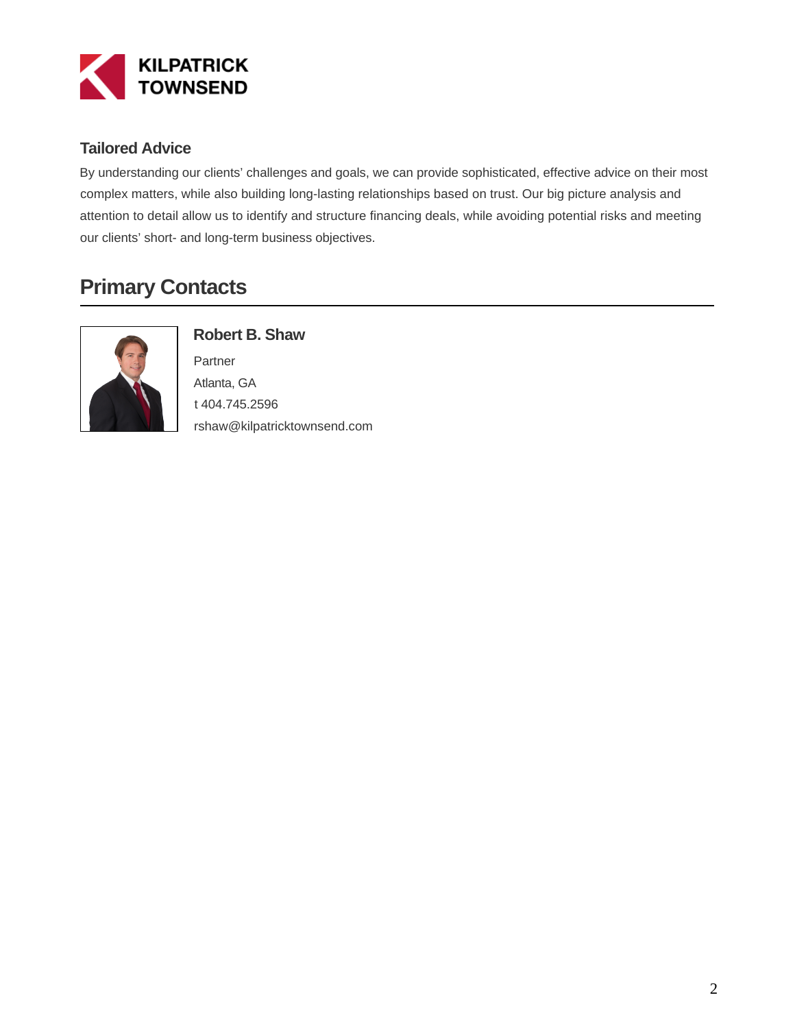### Tailored Advice

By understanding our clients' challenges and goals, we can provide sophisticated, effective advice on their most complex matters, while also building long-lasting relationships based on trust. Our big picture analysis and attention to detail allow us to identify and structure financing deals, while avoiding potential risks and meeting our clients' short- and long-term business objectives.

## Primary Contacts

### Robert B. Shaw

Partner

Atlanta, GA

t 404.745.2596

rshaw@kilpatricktownsend.com